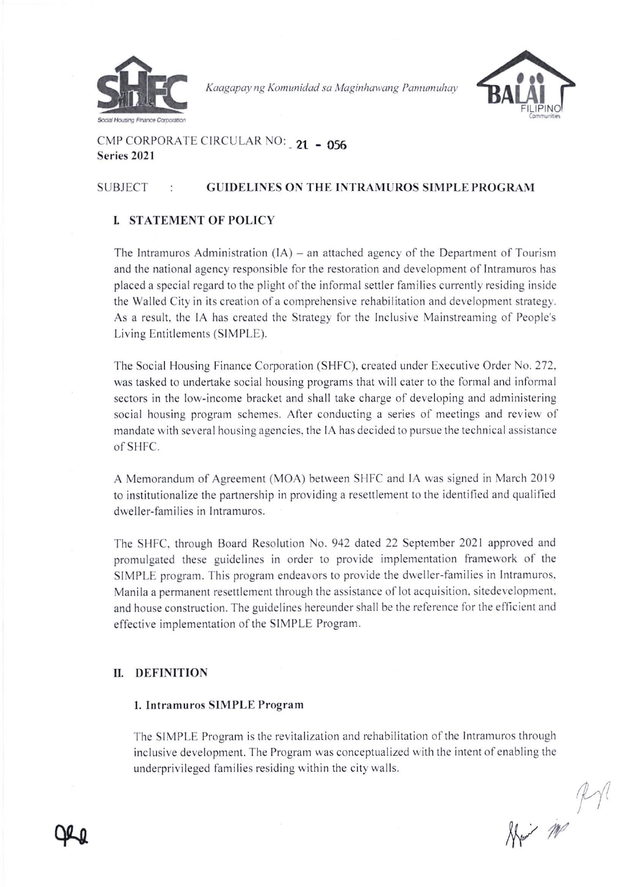*Kaagapay ng Komunidad sa Maginhawang Pamumuhay*

CMP CORPORATE CIRCULAR NO: **21 - 056**
**Series 2021**

SUBJECT : **GUIDELINES ON THE INTRAMUROS SIMPLE PROGRAM**

## I. STATEMENT OF POLICY

The Intramuros Administration (IA) – an attached agency of the Department of Tourism and the national agency responsible for the restoration and development of Intramuros has placed a special regard to the plight of the informal settler families currently residing inside the Walled City in its creation of a comprehensive rehabilitation and development strategy. As a result, the IA has created the Strategy for the Inclusive Mainstreaming of People's Living Entitlements (SIMPLE).

The Social Housing Finance Corporation (SHFC), created under Executive Order No. 272, was tasked to undertake social housing programs that will cater to the formal and informal sectors in the low-income bracket and shall take charge of developing and administering social housing program schemes. After conducting a series of meetings and review of mandate with several housing agencies, the IA has decided to pursue the technical assistance of SHFC.

A Memorandum of Agreement (MOA) between SHFC and IA was signed in March 2019 to institutionalize the partnership in providing a resettlement to the identified and qualified dweller-families in Intramuros.

The SHFC, through Board Resolution No. 942 dated 22 September 2021 approved and promulgated these guidelines in order to provide implementation framework of the SIMPLE program. This program endeavors to provide the dweller-families in Intramuros, Manila a permanent resettlement through the assistance of lot acquisition, sitedevelopment, and house construction. The guidelines hereunder shall be the reference for the efficient and effective implementation of the SIMPLE Program.

## II. DEFINITION

### 1. Intramuros SIMPLE Program

The SIMPLE Program is the revitalization and rehabilitation of the Intramuros through inclusive development. The Program was conceptualized with the intent of enabling the underprivileged families residing within the city walls.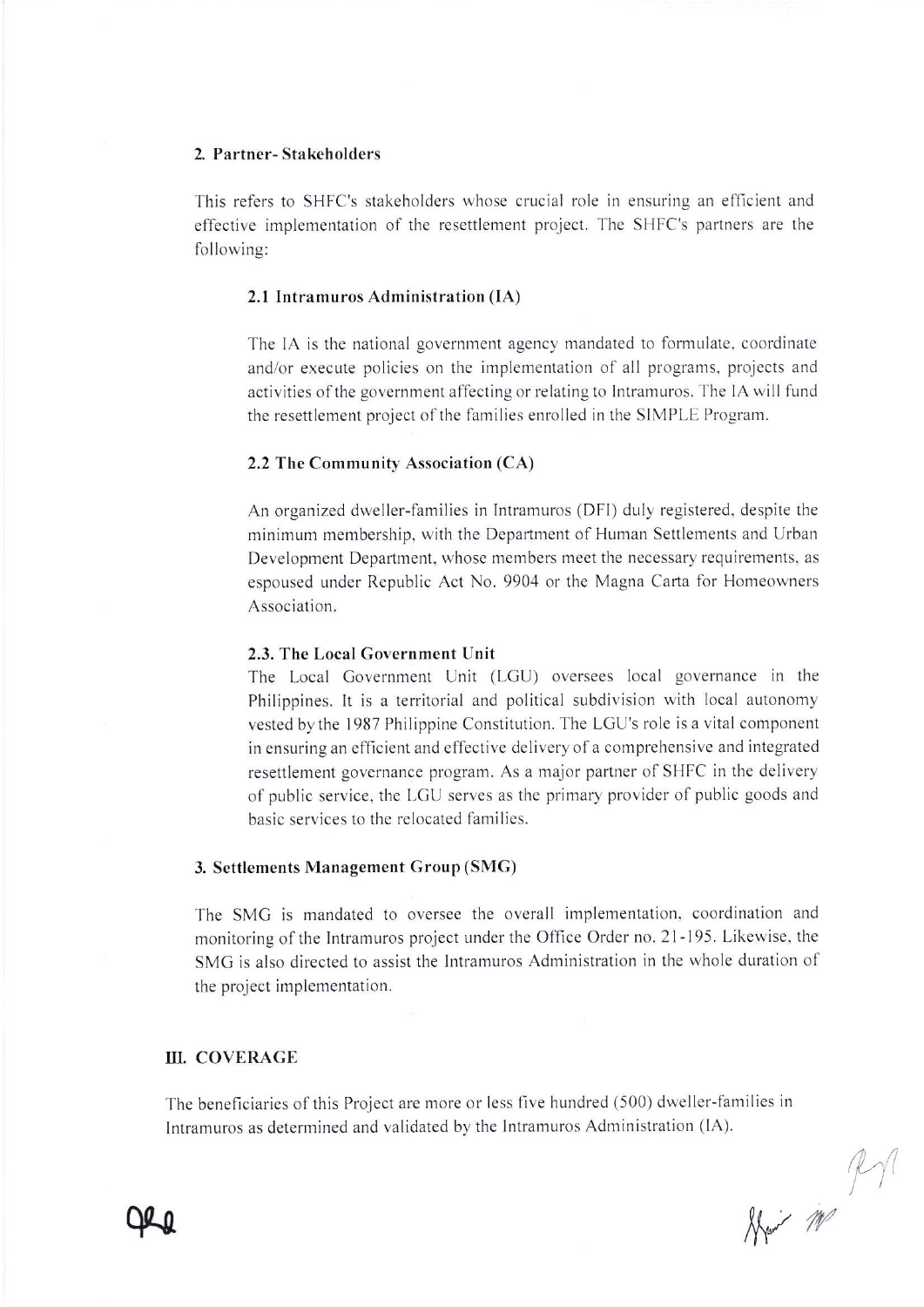### 2. Partner- Stakeholders

This refers to SHFC's stakeholders whose crucial role in ensuring an efficient and effective implementation of the resettlement project. The SHFC's partners are the following:

#### 2.1 Intramuros Administration (IA)

The IA is the national government agency mandated to formulate, coordinate and/or execute policies on the implementation of all programs, projects and activities of the government affecting or relating to Intramuros. The IA will fund the resettlement project of the families enrolled in the SIMPLE Program.

#### 2.2 The Community Association (CA)

An organized dweller-families in Intramuros (DFI) duly registered, despite the minimum membership, with the Department of Human Settlements and Urban Development Department, whose members meet the necessary requirements, as espoused under Republic Act No. 9904 or the Magna Carta for Homeowners Association.

#### 2.3. The Local Government Unit

The Local Government Unit (LGU) oversees local governance in the Philippines. It is a territorial and political subdivision with local autonomy vested by the 1987 Philippine Constitution. The LGU's role is a vital component in ensuring an efficient and effective delivery of a comprehensive and integrated resettlement governance program. As a major partner of SHFC in the delivery of public service, the LGU serves as the primary provider of public goods and basic services to the relocated families.

### 3. Settlements Management Group (SMG)

The SMG is mandated to oversee the overall implementation, coordination and monitoring of the Intramuros project under the Office Order no. 21-195. Likewise, the SMG is also directed to assist the Intramuros Administration in the whole duration of the project implementation.

## III. COVERAGE

The beneficiaries of this Project are more or less five hundred (500) dweller-families in Intramuros as determined and validated by the Intramuros Administration (IA).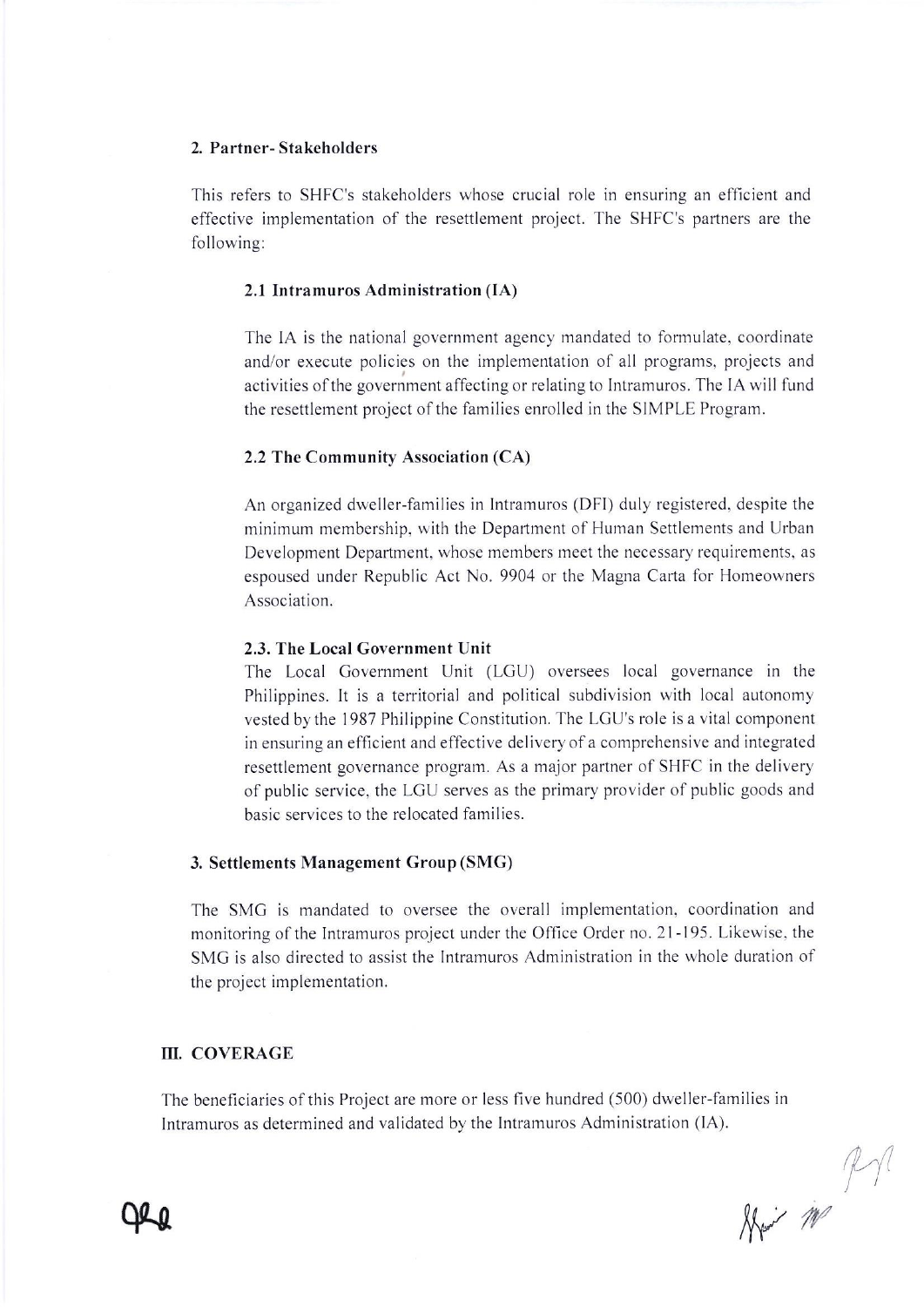**2. Partner- Stakeholders**

This refers to SHFC's stakeholders whose crucial role in ensuring an efficient and effective implementation of the resettlement project. The SHFC's partners are the following:

**2.1 Intramuros Administration (IA)**

The IA is the national government agency mandated to formulate, coordinate and/or execute policies on the implementation of all programs, projects and activities of the government affecting or relating to Intramuros. The IA will fund the resettlement project of the families enrolled in the SIMPLE Program.

**2.2 The Community Association (CA)**

An organized dweller-families in Intramuros (DFI) duly registered, despite the minimum membership, with the Department of Human Settlements and Urban Development Department, whose members meet the necessary requirements, as espoused under Republic Act No. 9904 or the Magna Carta for Homeowners Association.

**2.3. The Local Government Unit**

The Local Government Unit (LGU) oversees local governance in the Philippines. It is a territorial and political subdivision with local autonomy vested by the 1987 Philippine Constitution. The LGU's role is a vital component in ensuring an efficient and effective delivery of a comprehensive and integrated resettlement governance program. As a major partner of SHFC in the delivery of public service, the LGU serves as the primary provider of public goods and basic services to the relocated families.

**3. Settlements Management Group (SMG)**

The SMG is mandated to oversee the overall implementation, coordination and monitoring of the Intramuros project under the Office Order no. 21-195. Likewise, the SMG is also directed to assist the Intramuros Administration in the whole duration of the project implementation.

## III. COVERAGE

The beneficiaries of this Project are more or less five hundred (500) dweller-families in Intramuros as determined and validated by the Intramuros Administration (IA).